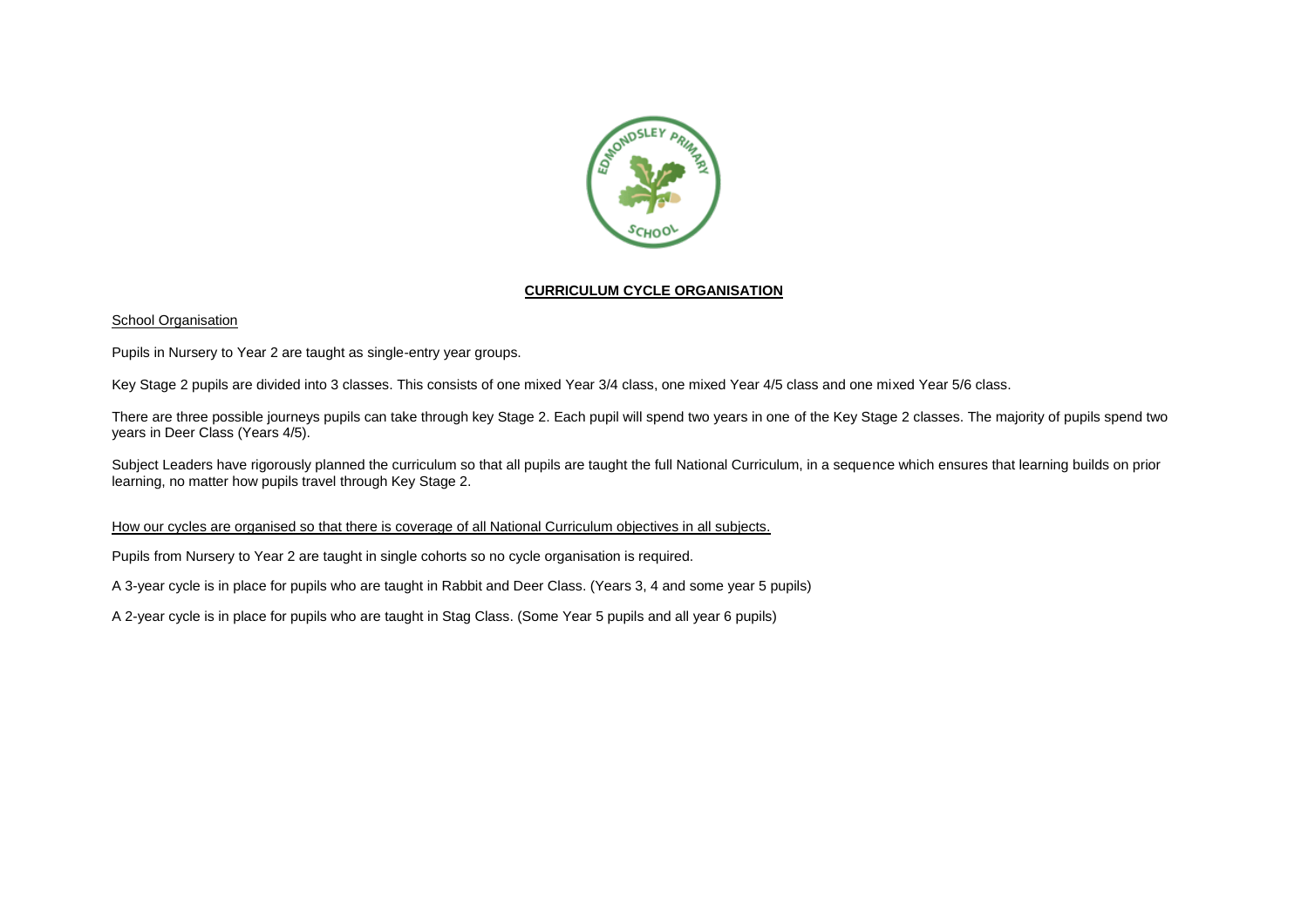# CURRICULUM CYCLE ORGANISATION

## School Organisation

Pupils in Nursery to Year 2 are taught as single-entry year groups.

Key Stage 2 pupils are divided into 3 classes. This consists of one mixed Year 3/4 class, one mixed Year 4/5 class and one mixed Year 5/6 class.

There are three possible journeys pupils can take through key Stage 2. Each pupil will spend two years in one of the Key Stage 2 classes. The majority of pupils spend two years in Deer Class (Years 4/5).

Subject Leaders have rigorously planned the curriculum so that all pupils are taught the full National Curriculum, in a sequence which ensures that learning builds on prior learning, no matter how pupils travel through Key Stage 2.

## How our cycles are organised so that there is coverage of all National Curriculum objectives in all subjects.

Pupils from Nursery to Year 2 are taught in single cohorts so no cycle organisation is required.

A 3-year cycle is in place for pupils who are taught in Rabbit and Deer Class. (Years 3, 4 and some year 5 pupils)

A 2-year cycle is in place for pupils who are taught in Stag Class. (Some Year 5 pupils and all year 6 pupils)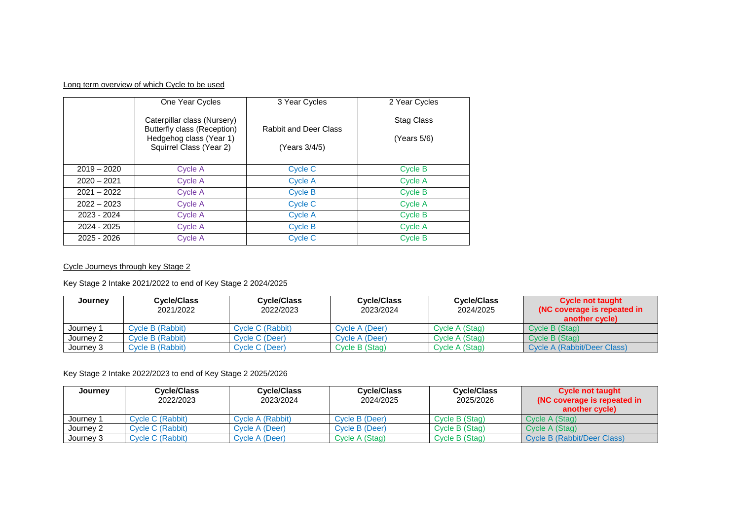Long term overview of which Cycle to be used

| | One Year Cycles<br><br>Caterpillar class (Nursery)<br>Butterfly class (Reception)<br>Hedgehog class (Year 1)<br>Squirrel Class (Year 2) | 3 Year Cycles<br><br>Rabbit and Deer Class<br><br>(Years 3/4/5) | 2 Year Cycles<br><br>Stag Class<br><br>(Years 5/6) |
|---|---|---|---|
| 2019 – 2020 | Cycle A | Cycle C | Cycle B |
| 2020 – 2021 | Cycle A | Cycle A | Cycle A |
| 2021 – 2022 | Cycle A | Cycle B | Cycle B |
| 2022 – 2023 | Cycle A | Cycle C | Cycle A |
| 2023 - 2024 | Cycle A | Cycle A | Cycle B |
| 2024 - 2025 | Cycle A | Cycle B | Cycle A |
| 2025 - 2026 | Cycle A | Cycle C | Cycle B |

Cycle Journeys through key Stage 2

Key Stage 2 Intake 2021/2022 to end of Key Stage 2 2024/2025

| **Journey** | **Cycle/Class** 2021/2022 | **Cycle/Class** 2022/2023 | **Cycle/Class** 2023/2024 | **Cycle/Class** 2024/2025 | **Cycle not taught (NC coverage is repeated in another cycle)** |
|---|---|---|---|---|---|
| Journey 1 | Cycle B (Rabbit) | Cycle C (Rabbit) | Cycle A (Deer) | Cycle A (Stag) | Cycle B (Stag) |
| Journey 2 | Cycle B (Rabbit) | Cycle C (Deer) | Cycle A (Deer) | Cycle A (Stag) | Cycle B (Stag) |
| Journey 3 | Cycle B (Rabbit) | Cycle C (Deer) | Cycle B (Stag) | Cycle A (Stag) | Cycle A (Rabbit/Deer Class) |

Key Stage 2 Intake 2022/2023 to end of Key Stage 2 2025/2026

| **Journey** | **Cycle/Class** 2022/2023 | **Cycle/Class** 2023/2024 | **Cycle/Class** 2024/2025 | **Cycle/Class** 2025/2026 | **Cycle not taught (NC coverage is repeated in another cycle)** |
|---|---|---|---|---|---|
| Journey 1 | Cycle C (Rabbit) | Cycle A (Rabbit) | Cycle B (Deer) | Cycle B (Stag) | Cycle A (Stag) |
| Journey 2 | Cycle C (Rabbit) | Cycle A (Deer) | Cycle B (Deer) | Cycle B (Stag) | Cycle A (Stag) |
| Journey 3 | Cycle C (Rabbit) | Cycle A (Deer) | Cycle A (Stag) | Cycle B (Stag) | Cycle B (Rabbit/Deer Class) |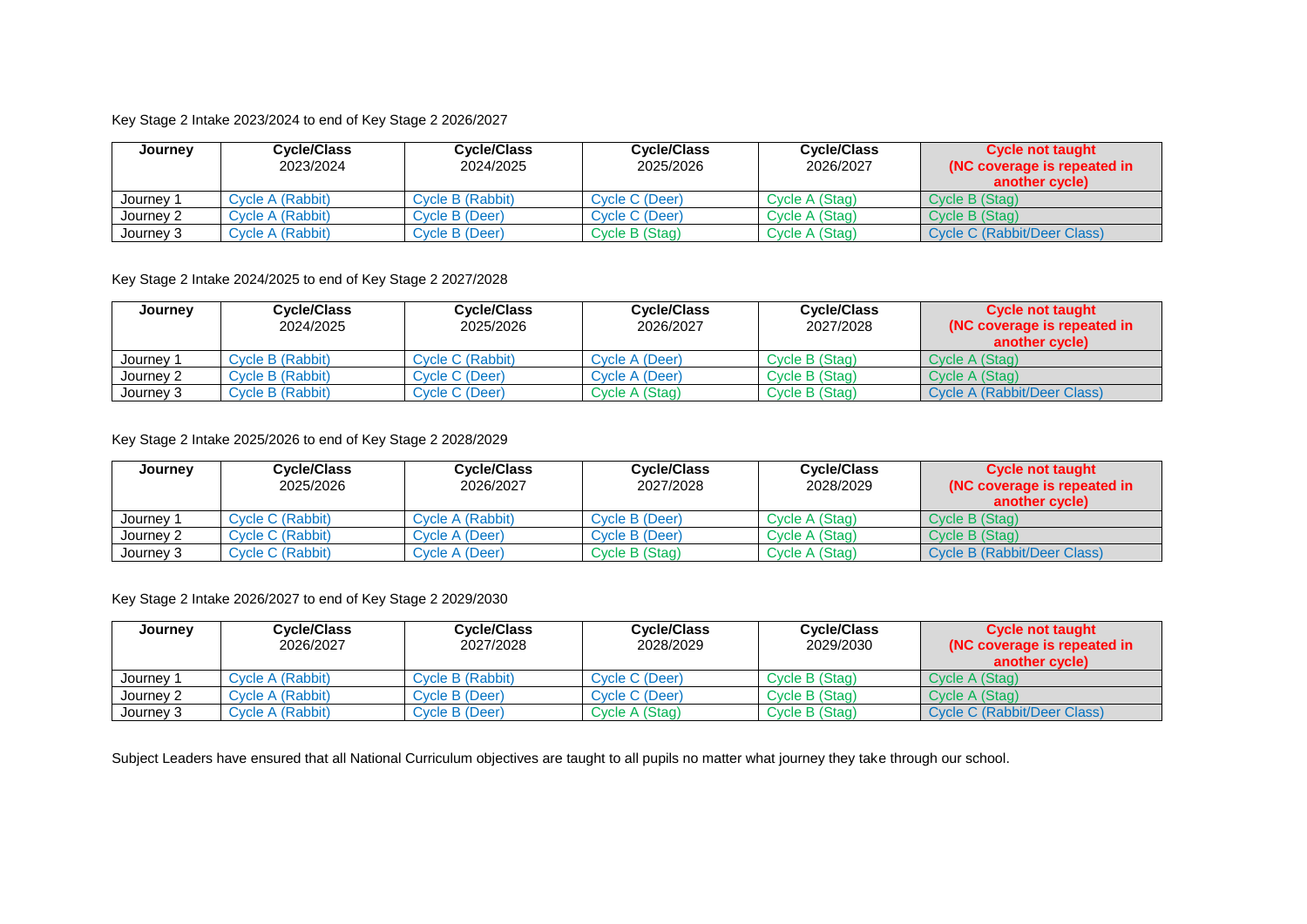Key Stage 2 Intake 2023/2024 to end of Key Stage 2 2026/2027

| Journey | Cycle/Class 2023/2024 | Cycle/Class 2024/2025 | Cycle/Class 2025/2026 | Cycle/Class 2026/2027 | Cycle not taught (NC coverage is repeated in another cycle) |
|---|---|---|---|---|---|
| Journey 1 | Cycle A (Rabbit) | Cycle B (Rabbit) | Cycle C (Deer) | Cycle A (Stag) | Cycle B (Stag) |
| Journey 2 | Cycle A (Rabbit) | Cycle B (Deer) | Cycle C (Deer) | Cycle A (Stag) | Cycle B (Stag) |
| Journey 3 | Cycle A (Rabbit) | Cycle B (Deer) | Cycle B (Stag) | Cycle A (Stag) | Cycle C (Rabbit/Deer Class) |

Key Stage 2 Intake 2024/2025 to end of Key Stage 2 2027/2028

| Journey | Cycle/Class 2024/2025 | Cycle/Class 2025/2026 | Cycle/Class 2026/2027 | Cycle/Class 2027/2028 | Cycle not taught (NC coverage is repeated in another cycle) |
|---|---|---|---|---|---|
| Journey 1 | Cycle B (Rabbit) | Cycle C (Rabbit) | Cycle A (Deer) | Cycle B (Stag) | Cycle A (Stag) |
| Journey 2 | Cycle B (Rabbit) | Cycle C (Deer) | Cycle A (Deer) | Cycle B (Stag) | Cycle A (Stag) |
| Journey 3 | Cycle B (Rabbit) | Cycle C (Deer) | Cycle A (Stag) | Cycle B (Stag) | Cycle A (Rabbit/Deer Class) |

Key Stage 2 Intake 2025/2026 to end of Key Stage 2 2028/2029

| Journey | Cycle/Class 2025/2026 | Cycle/Class 2026/2027 | Cycle/Class 2027/2028 | Cycle/Class 2028/2029 | Cycle not taught (NC coverage is repeated in another cycle) |
|---|---|---|---|---|---|
| Journey 1 | Cycle C (Rabbit) | Cycle A (Rabbit) | Cycle B (Deer) | Cycle A (Stag) | Cycle B (Stag) |
| Journey 2 | Cycle C (Rabbit) | Cycle A (Deer) | Cycle B (Deer) | Cycle A (Stag) | Cycle B (Stag) |
| Journey 3 | Cycle C (Rabbit) | Cycle A (Deer) | Cycle B (Stag) | Cycle A (Stag) | Cycle B (Rabbit/Deer Class) |

Key Stage 2 Intake 2026/2027 to end of Key Stage 2 2029/2030

| Journey | Cycle/Class 2026/2027 | Cycle/Class 2027/2028 | Cycle/Class 2028/2029 | Cycle/Class 2029/2030 | Cycle not taught (NC coverage is repeated in another cycle) |
|---|---|---|---|---|---|
| Journey 1 | Cycle A (Rabbit) | Cycle B (Rabbit) | Cycle C (Deer) | Cycle B (Stag) | Cycle A (Stag) |
| Journey 2 | Cycle A (Rabbit) | Cycle B (Deer) | Cycle C (Deer) | Cycle B (Stag) | Cycle A (Stag) |
| Journey 3 | Cycle A (Rabbit) | Cycle B (Deer) | Cycle A (Stag) | Cycle B (Stag) | Cycle C (Rabbit/Deer Class) |

Subject Leaders have ensured that all National Curriculum objectives are taught to all pupils no matter what journey they take through our school.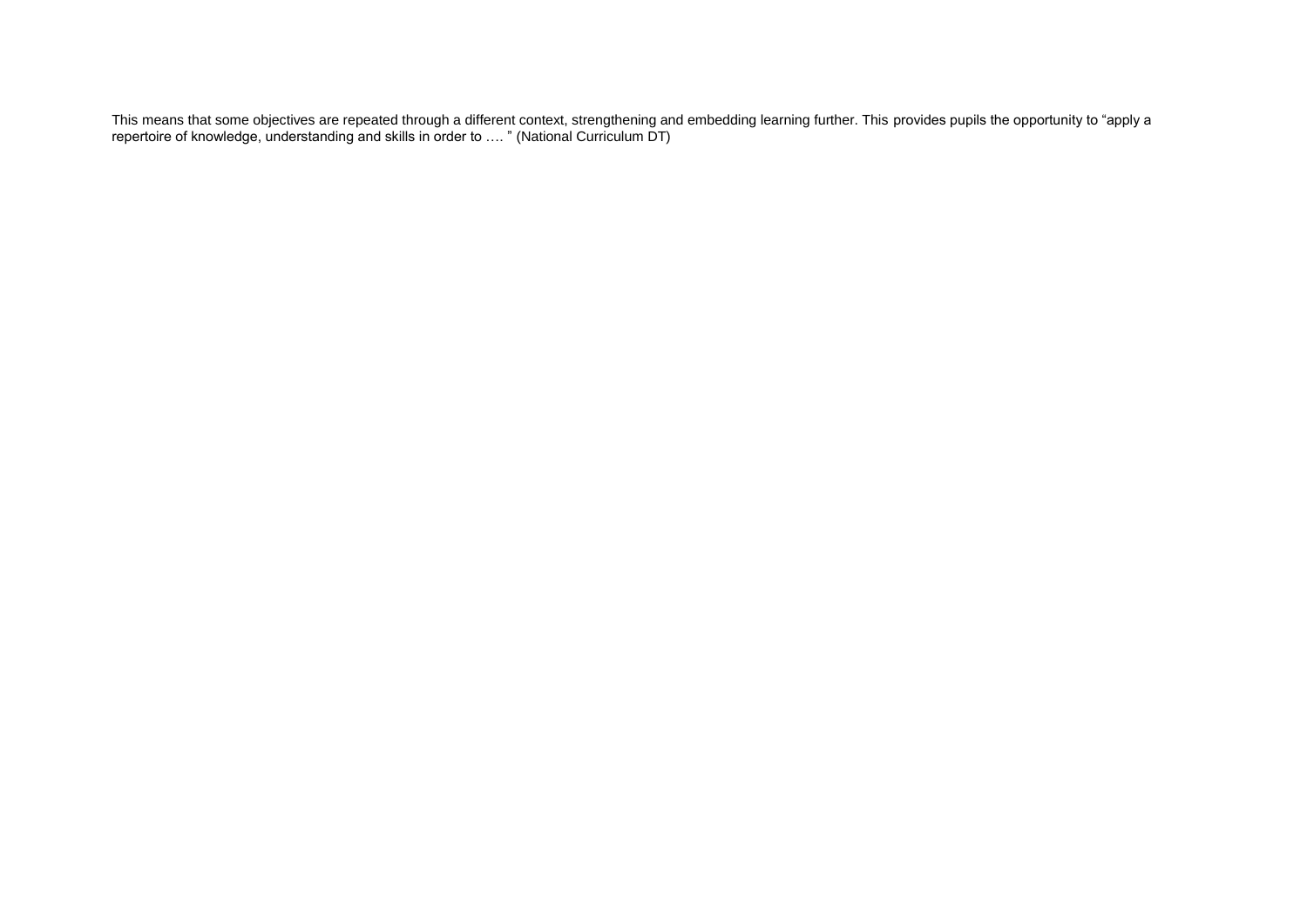This means that some objectives are repeated through a different context, strengthening and embedding learning further. This provides pupils the opportunity to "apply a repertoire of knowledge, understanding and skills in order to …. " (National Curriculum DT)